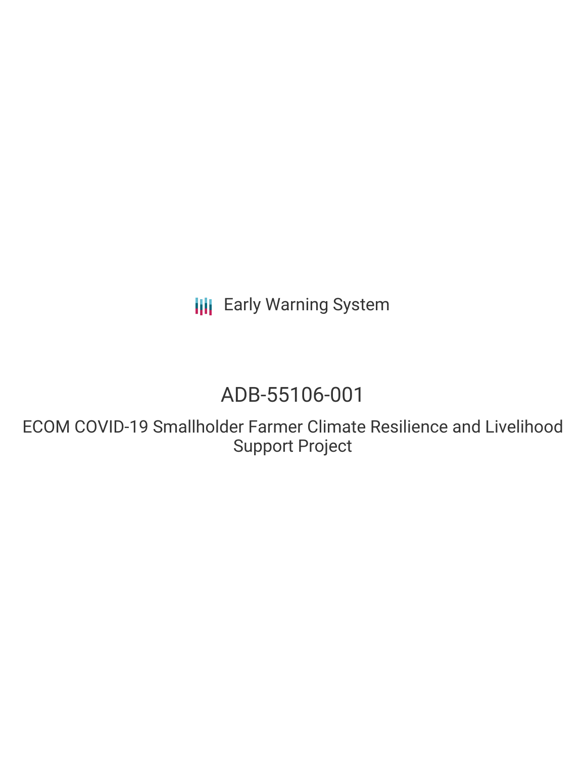Early Warning System

# ADB-55106-001

ECOM COVID-19 Smallholder Farmer Climate Resilience and Livelihood Support Project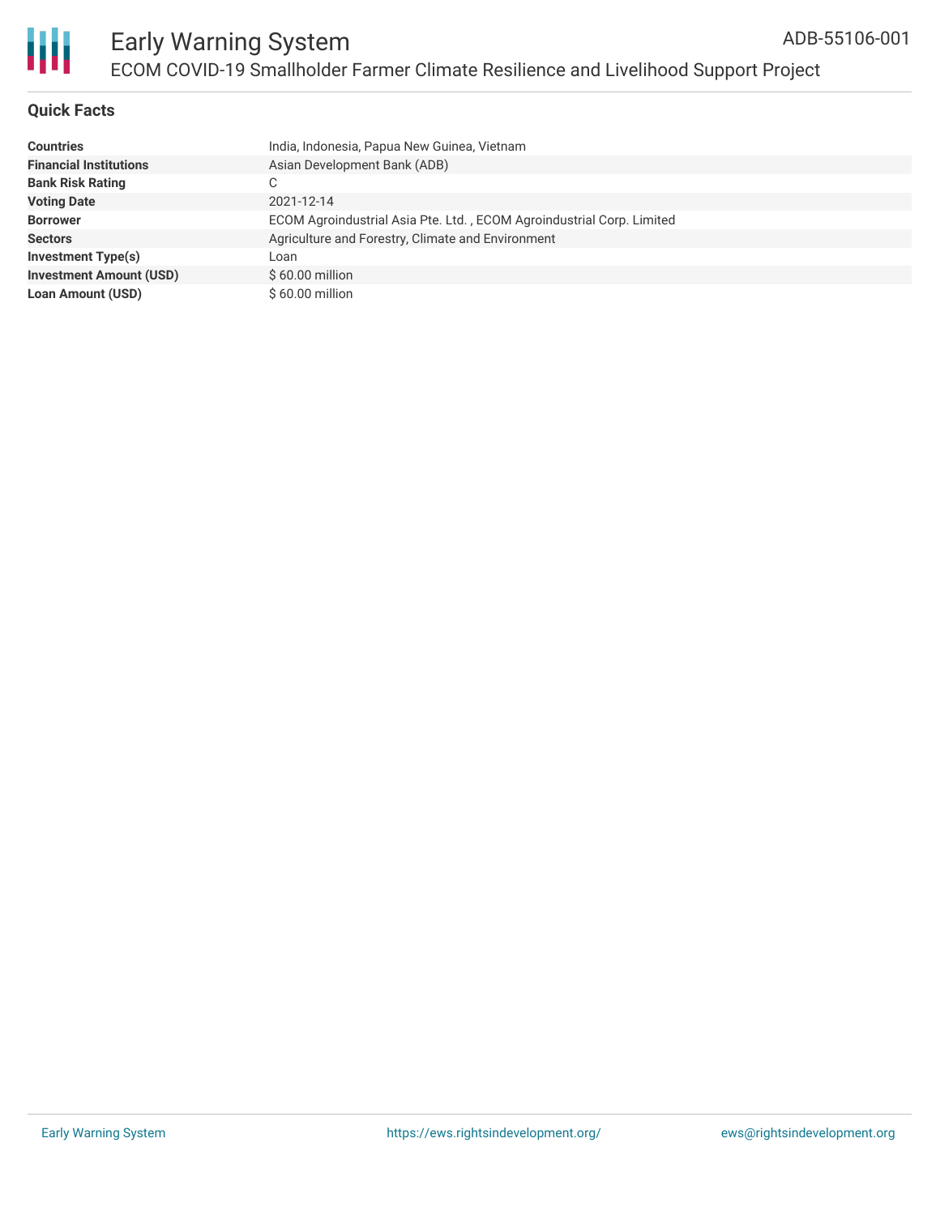## Quick Facts

| | |
|---|---|
| **Countries** | India, Indonesia, Papua New Guinea, Vietnam |
| **Financial Institutions** | Asian Development Bank (ADB) |
| **Bank Risk Rating** | C |
| **Voting Date** | 2021-12-14 |
| **Borrower** | ECOM Agroindustrial Asia Pte. Ltd. , ECOM Agroindustrial Corp. Limited |
| **Sectors** | Agriculture and Forestry, Climate and Environment |
| **Investment Type(s)** | Loan |
| **Investment Amount (USD)** | $ 60.00 million |
| **Loan Amount (USD)** | $ 60.00 million |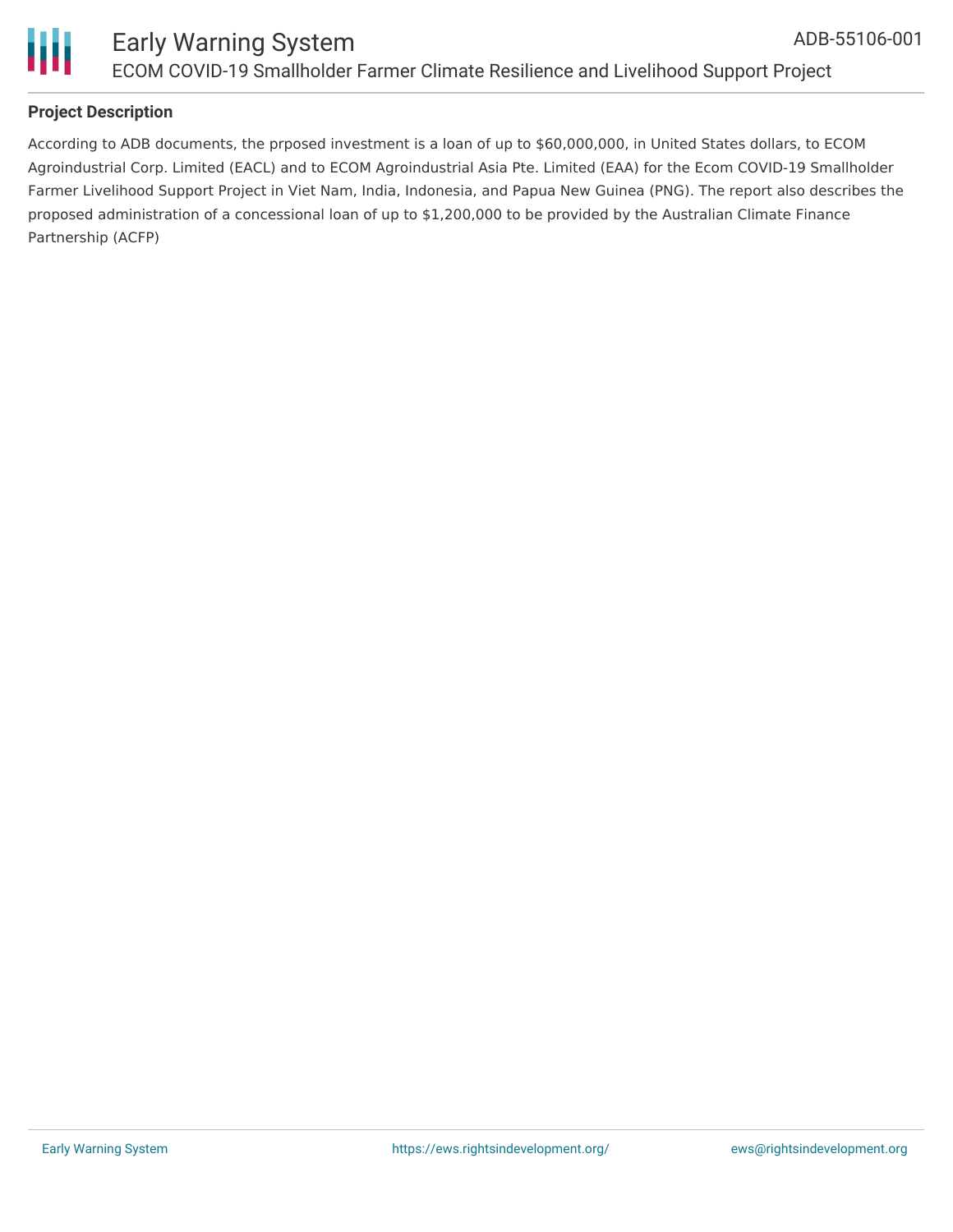**Project Description**

According to ADB documents, the prposed investment is a loan of up to $60,000,000, in United States dollars, to ECOM Agroindustrial Corp. Limited (EACL) and to ECOM Agroindustrial Asia Pte. Limited (EAA) for the Ecom COVID-19 Smallholder Farmer Livelihood Support Project in Viet Nam, India, Indonesia, and Papua New Guinea (PNG). The report also describes the proposed administration of a concessional loan of up to $1,200,000 to be provided by the Australian Climate Finance Partnership (ACFP)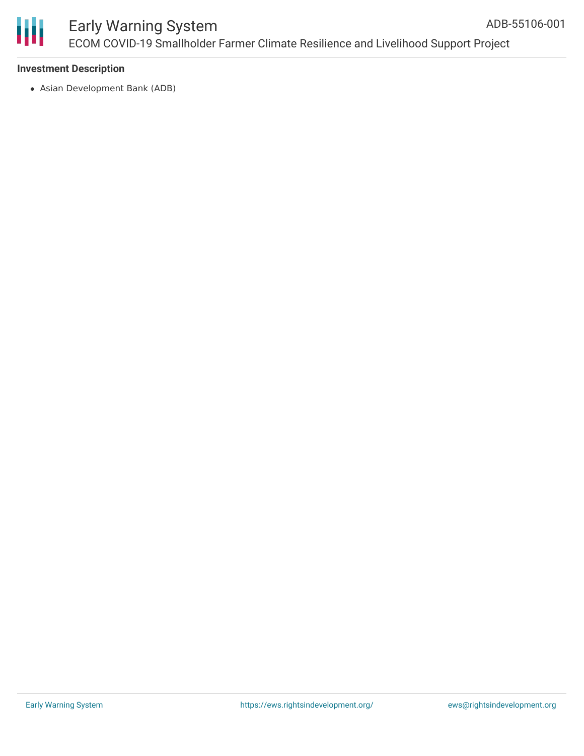### Investment Description

- Asian Development Bank (ADB)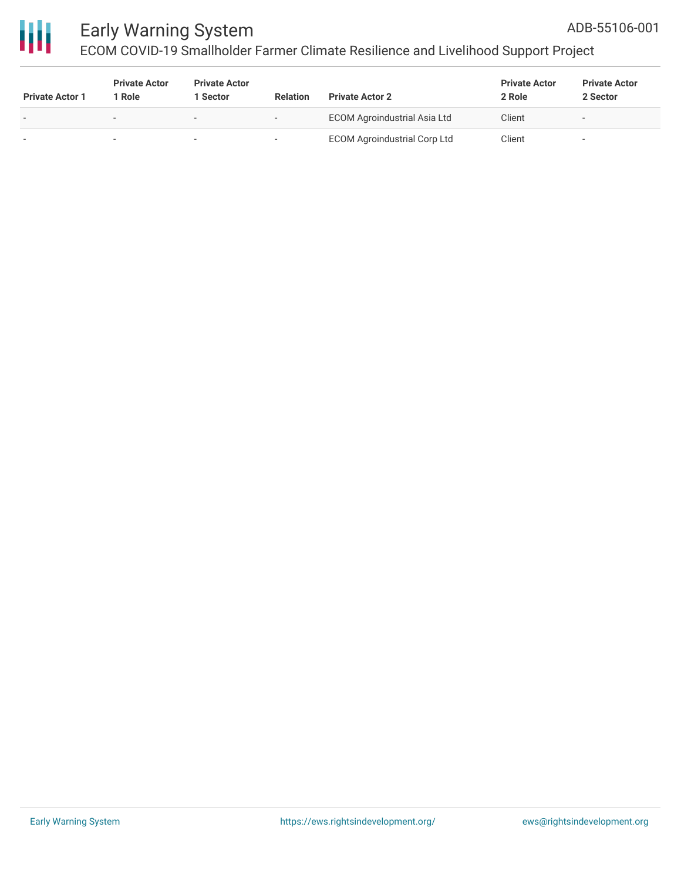| Private Actor 1 | Private Actor 1 Role | Private Actor 1 Sector | Relation | Private Actor 2 | Private Actor 2 Role | Private Actor 2 Sector |
|---|---|---|---|---|---|---|
| - | - | - | - | ECOM Agroindustrial Asia Ltd | Client | - |
| - | - | - | - | ECOM Agroindustrial Corp Ltd | Client | - |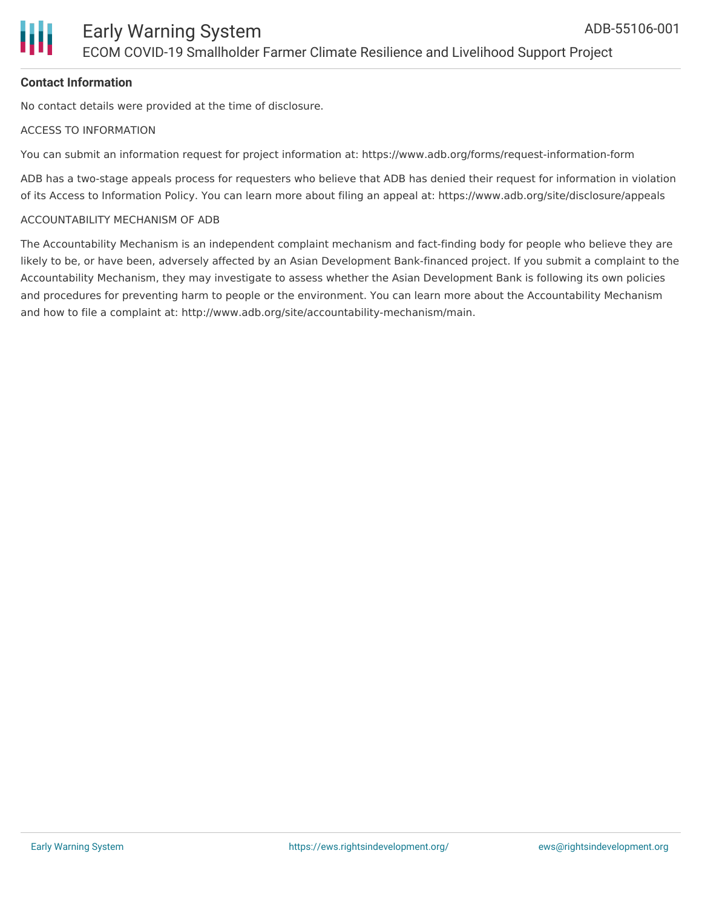**Contact Information**

No contact details were provided at the time of disclosure.

ACCESS TO INFORMATION

You can submit an information request for project information at: https://www.adb.org/forms/request-information-form

ADB has a two-stage appeals process for requesters who believe that ADB has denied their request for information in violation of its Access to Information Policy. You can learn more about filing an appeal at: https://www.adb.org/site/disclosure/appeals

ACCOUNTABILITY MECHANISM OF ADB

The Accountability Mechanism is an independent complaint mechanism and fact-finding body for people who believe they are likely to be, or have been, adversely affected by an Asian Development Bank-financed project. If you submit a complaint to the Accountability Mechanism, they may investigate to assess whether the Asian Development Bank is following its own policies and procedures for preventing harm to people or the environment. You can learn more about the Accountability Mechanism and how to file a complaint at: http://www.adb.org/site/accountability-mechanism/main.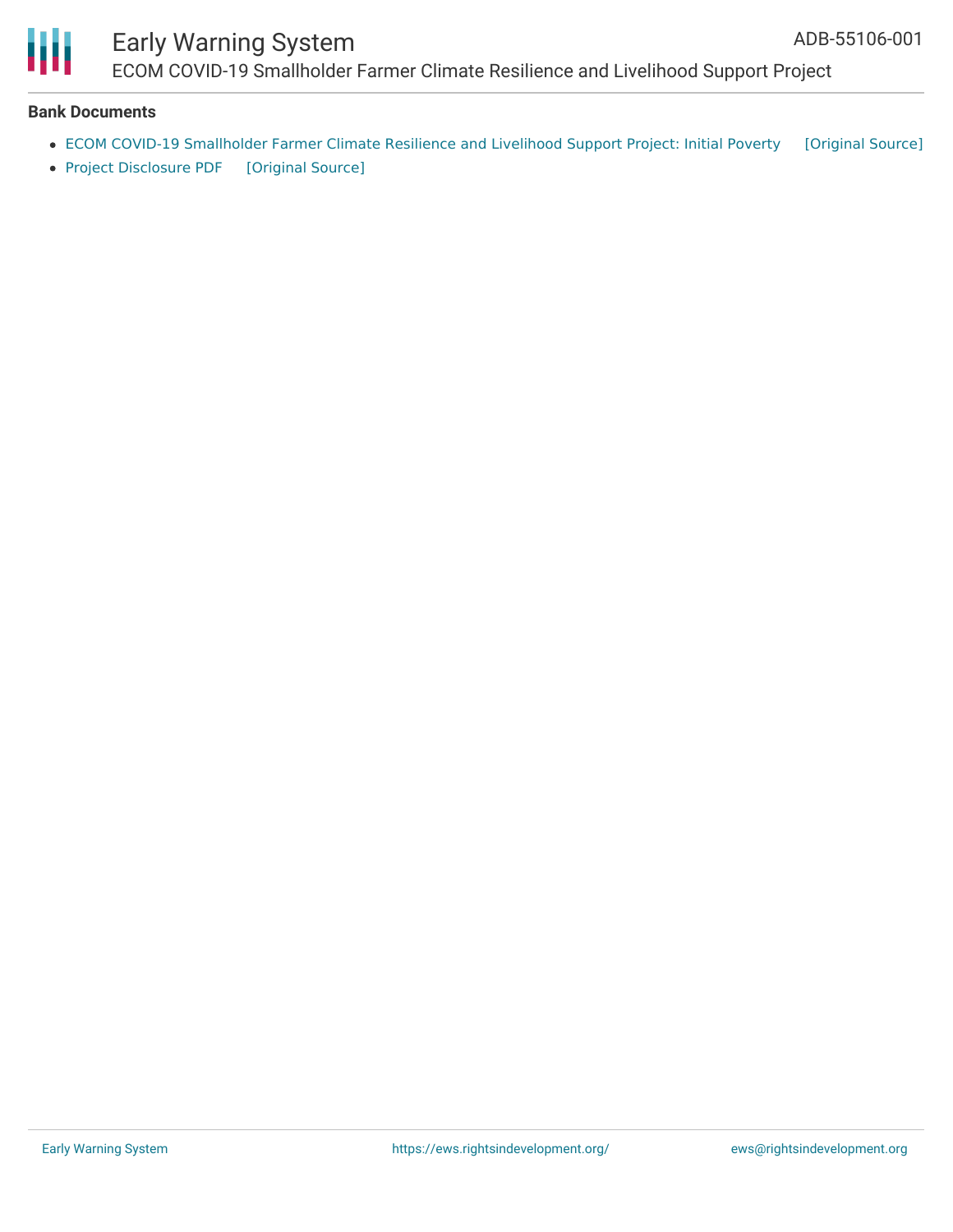**Bank Documents**

- ECOM COVID-19 Smallholder Farmer Climate Resilience and Livelihood Support Project: Initial Poverty [Original Source]
- Project Disclosure PDF [Original Source]